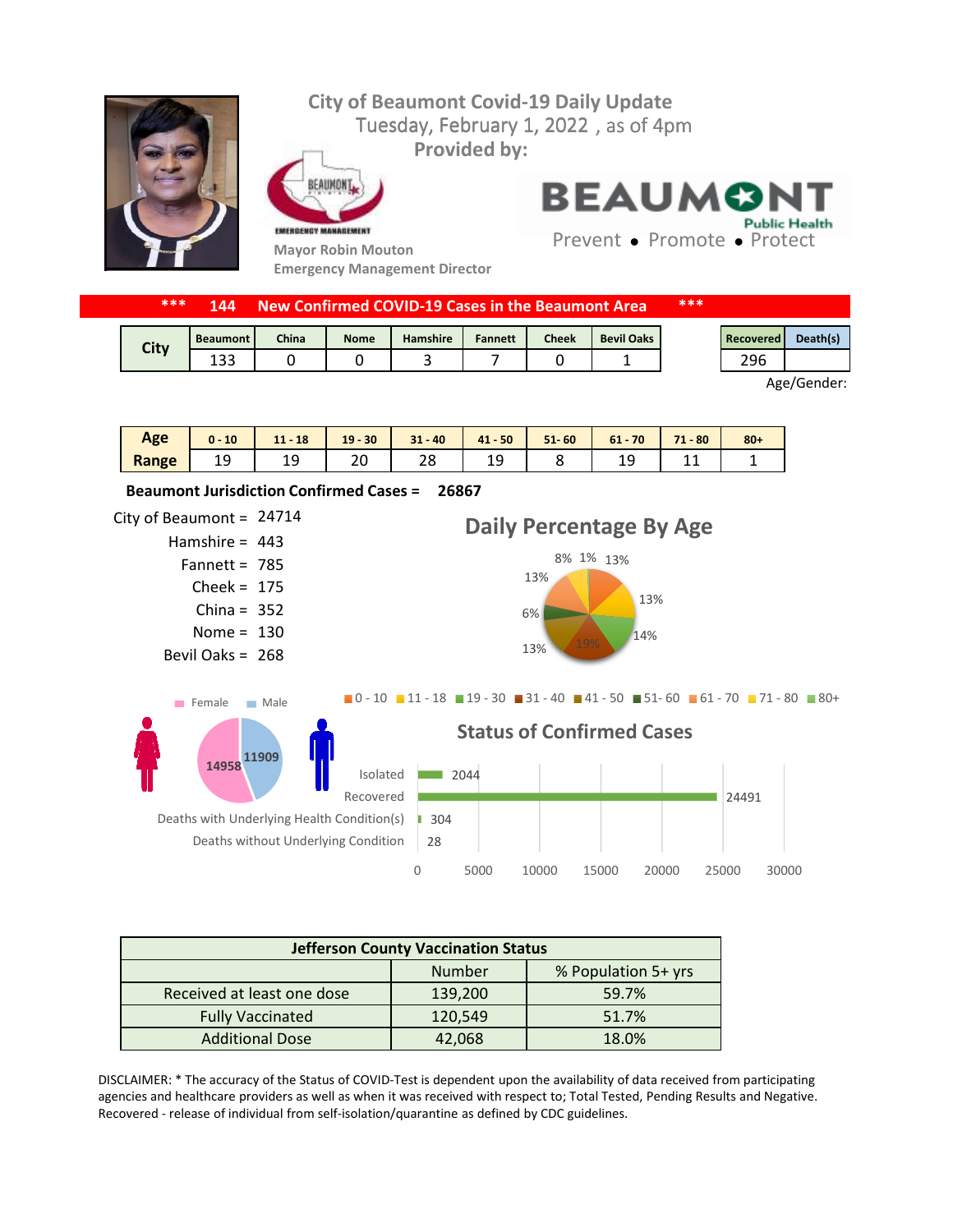# City of Beaumont Covid-19 Daily Update

Tuesday, February 1, 2022 , as of 4pm

**Provided by:**

Mayor Robin Mouton
Emergency Management Director

BEAUMONT Public Health
Prevent • Promote • Protect

**\*\*\* 144 New Confirmed COVID-19 Cases in the Beaumont Area \*\*\***

| City | Beaumont | China | Nome | Hamshire | Fannett | Cheek | Bevil Oaks |
|---|---|---|---|---|---|---|---|
| | 133 | 0 | 0 | 3 | 7 | 0 | 1 |

| Recovered | Death(s) |
|---|---|
| 296 | |

Age/Gender:

| Age Range | 0 - 10 | 11 - 18 | 19 - 30 | 31 - 40 | 41 - 50 | 51- 60 | 61 - 70 | 71 - 80 | 80+ |
|---|---|---|---|---|---|---|---|---|---|
| | 19 | 19 | 20 | 28 | 19 | 8 | 19 | 11 | 1 |

**Beaumont Jurisdiction Confirmed Cases = 26867**

- City of Beaumont = 24714
- Hamshire = 443
- Fannett = 785
- Cheek = 175
- China = 352
- Nome = 130
- Bevil Oaks = 268

## Daily Percentage By Age

13%, 13%, 14%, 19%, 13%, 6%, 13%, 8%, 1%

0 - 10 | 11 - 18 | 19 - 30 | 31 - 40 | 41 - 50 | 51- 60 | 61 - 70 | 71 - 80 | 80+

Female: 14958 | Male: 11909

## Status of Confirmed Cases

| Status | Number |
|---|---|
| Isolated | 2044 |
| Recovered | 24491 |
| Deaths with Underlying Health Condition(s) | 304 |
| Deaths without Underlying Condition | 28 |

| Jefferson County Vaccination Status | | |
|---|---|---|
| | Number | % Population 5+ yrs |
| Received at least one dose | 139,200 | 59.7% |
| Fully Vaccinated | 120,549 | 51.7% |
| Additional Dose | 42,068 | 18.0% |

DISCLAIMER: * The accuracy of the Status of COVID-Test is dependent upon the availability of data received from participating agencies and healthcare providers as well as when it was received with respect to; Total Tested, Pending Results and Negative. Recovered - release of individual from self-isolation/quarantine as defined by CDC guidelines.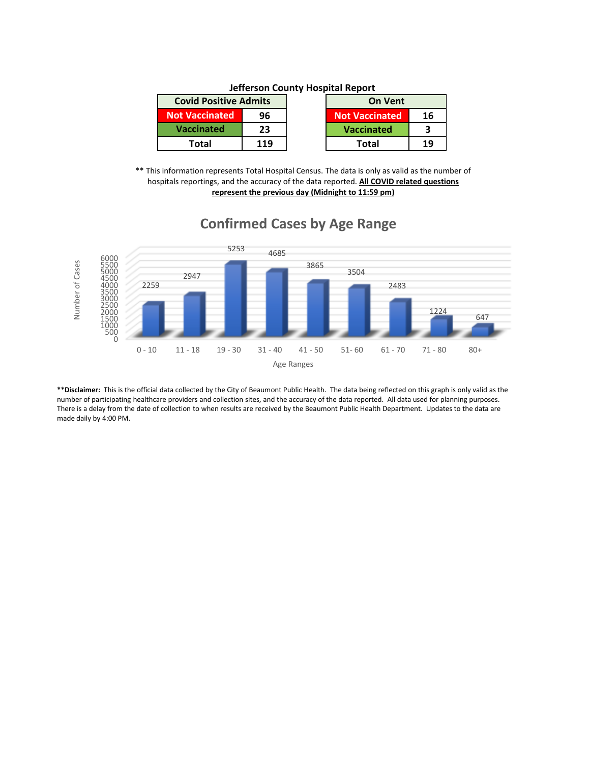## Jefferson County Hospital Report

| Covid Positive Admits | |
|---|---|
| Not Vaccinated | 96 |
| Vaccinated | 23 |
| Total | 119 |

| On Vent | |
|---|---|
| Not Vaccinated | 16 |
| Vaccinated | 3 |
| Total | 19 |

** This information represents Total Hospital Census. The data is only as valid as the number of hospitals reportings, and the accuracy of the data reported. **All COVID related questions represent the previous day (Midnight to 11:59 pm)**

## Confirmed Cases by Age Range

Number of Cases

6000
5500
5000
4500
4000
3500
3000
2500
2000
1500
1000
500
0

2259
2947
5253
4685
3865
3504
2483
1224
647

0 - 10
11 - 18
19 - 30
31 - 40
41 - 50
51- 60
61 - 70
71 - 80
80+

Age Ranges

****Disclaimer:** This is the official data collected by the City of Beaumont Public Health. The data being reflected on this graph is only valid as the number of participating healthcare providers and collection sites, and the accuracy of the data reported. All data used for planning purposes. There is a delay from the date of collection to when results are received by the Beaumont Public Health Department. Updates to the data are made daily by 4:00 PM.